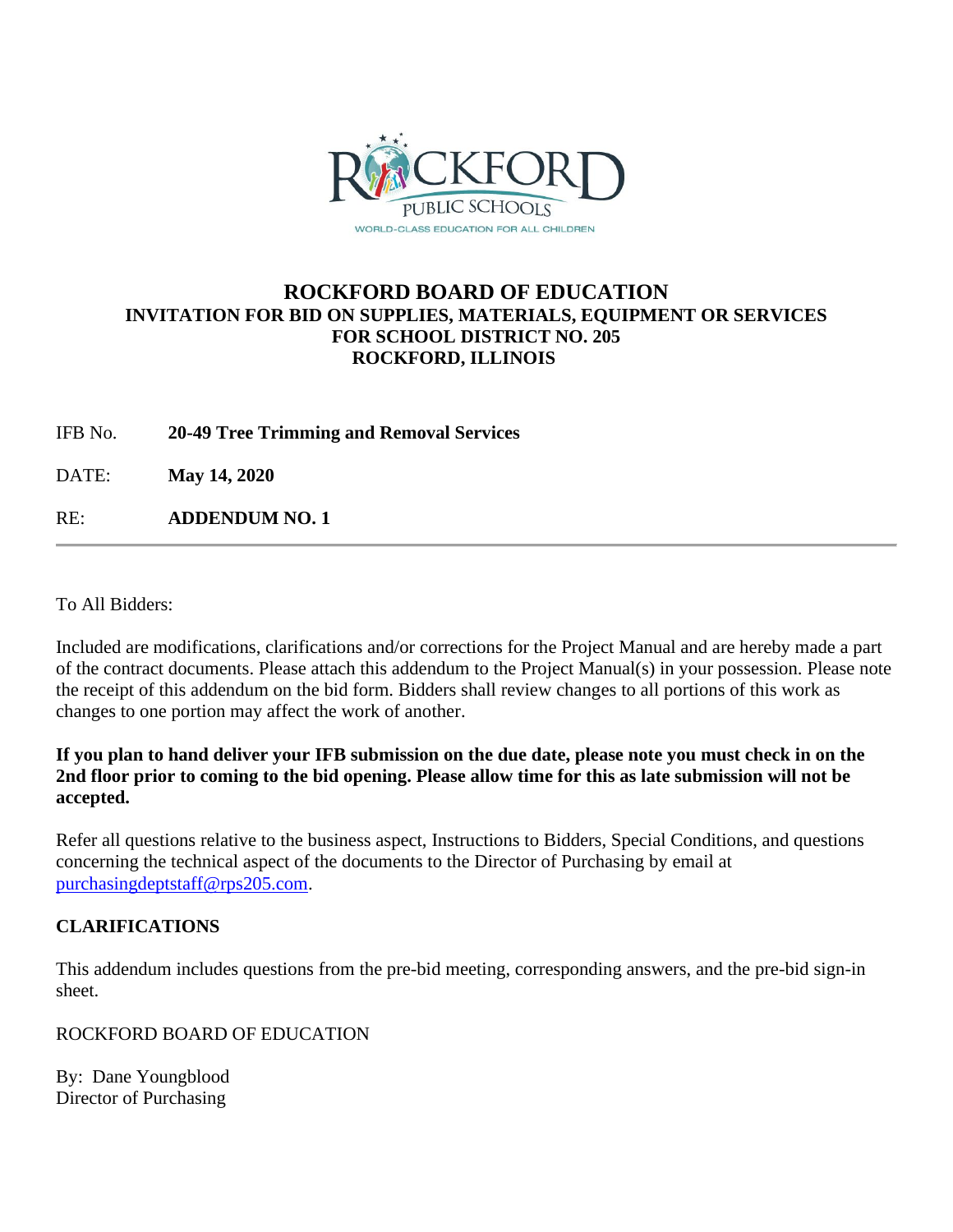# ROCKFORD BOARD OF EDUCATION

## INVITATION FOR BID ON SUPPLIES, MATERIALS, EQUIPMENT OR SERVICES FOR SCHOOL DISTRICT NO. 205 ROCKFORD, ILLINOIS

IFB No. **20-49 Tree Trimming and Removal Services**

DATE: **May 14, 2020**

RE: **ADDENDUM NO. 1**

---

To All Bidders:

Included are modifications, clarifications and/or corrections for the Project Manual and are hereby made a part of the contract documents. Please attach this addendum to the Project Manual(s) in your possession. Please note the receipt of this addendum on the bid form. Bidders shall review changes to all portions of this work as changes to one portion may affect the work of another.

**If you plan to hand deliver your IFB submission on the due date, please note you must check in on the 2nd floor prior to coming to the bid opening. Please allow time for this as late submission will not be accepted.**

Refer all questions relative to the business aspect, Instructions to Bidders, Special Conditions, and questions concerning the technical aspect of the documents to the Director of Purchasing by email at purchasingdeptstaff@rps205.com.

## CLARIFICATIONS

This addendum includes questions from the pre-bid meeting, corresponding answers, and the pre-bid sign-in sheet.

ROCKFORD BOARD OF EDUCATION

By: Dane Youngblood
Director of Purchasing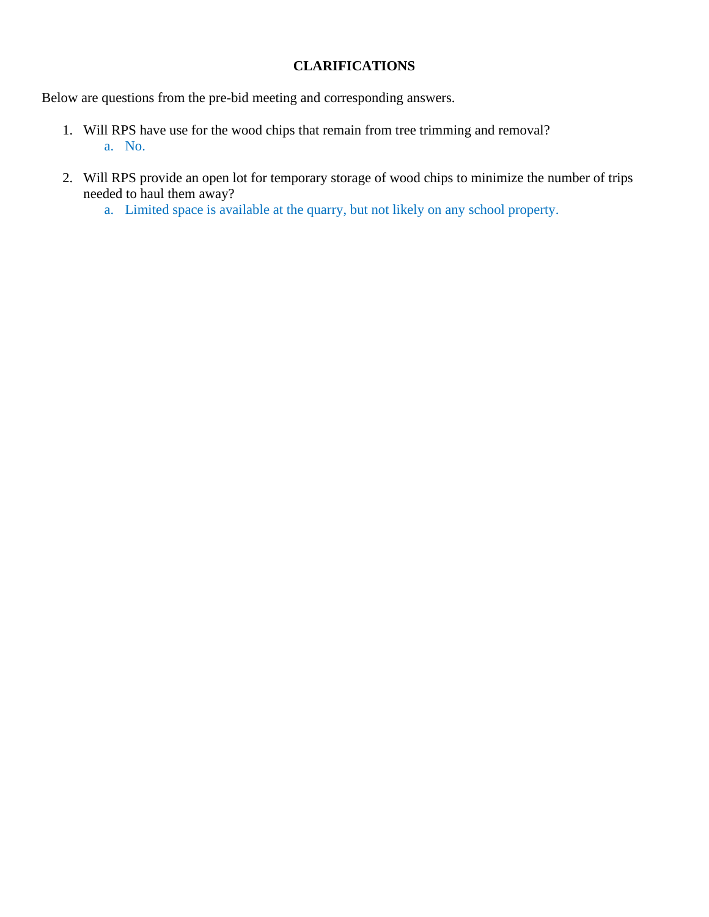**CLARIFICATIONS**

Below are questions from the pre-bid meeting and corresponding answers.

1. Will RPS have use for the wood chips that remain from tree trimming and removal?
   a. No.

2. Will RPS provide an open lot for temporary storage of wood chips to minimize the number of trips needed to haul them away?
   a. Limited space is available at the quarry, but not likely on any school property.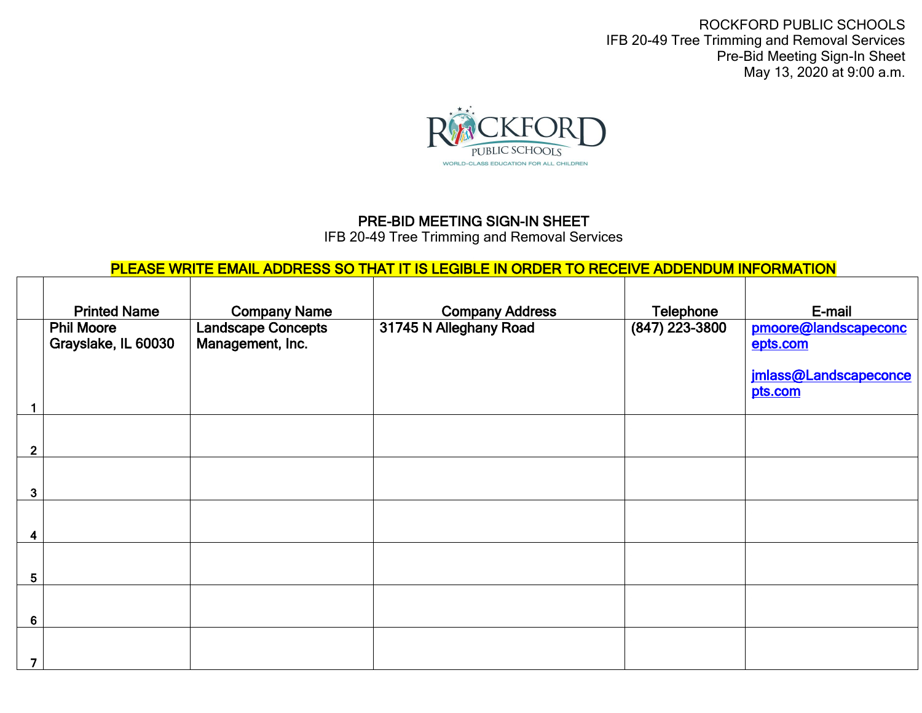ROCKFORD PUBLIC SCHOOLS
IFB 20-49 Tree Trimming and Removal Services
Pre-Bid Meeting Sign-In Sheet
May 13, 2020 at 9:00 a.m.

ROCKFORD PUBLIC SCHOOLS
WORLD-CLASS EDUCATION FOR ALL CHILDREN

## PRE-BID MEETING SIGN-IN SHEET

IFB 20-49 Tree Trimming and Removal Services

**PLEASE WRITE EMAIL ADDRESS SO THAT IT IS LEGIBLE IN ORDER TO RECEIVE ADDENDUM INFORMATION**

| | Printed Name | Company Name | Company Address | Telephone | E-mail |
|---|---|---|---|---|---|
| 1 | Phil Moore<br>Grayslake, IL 60030 | Landscape Concepts Management, Inc. | 31745 N Alleghany Road | (847) 223-3800 | pmoore@landscapeconcepts.com<br><br>jmlass@Landscapeconcepts.com |
| 2 | | | | | |
| 3 | | | | | |
| 4 | | | | | |
| 5 | | | | | |
| 6 | | | | | |
| 7 | | | | | |